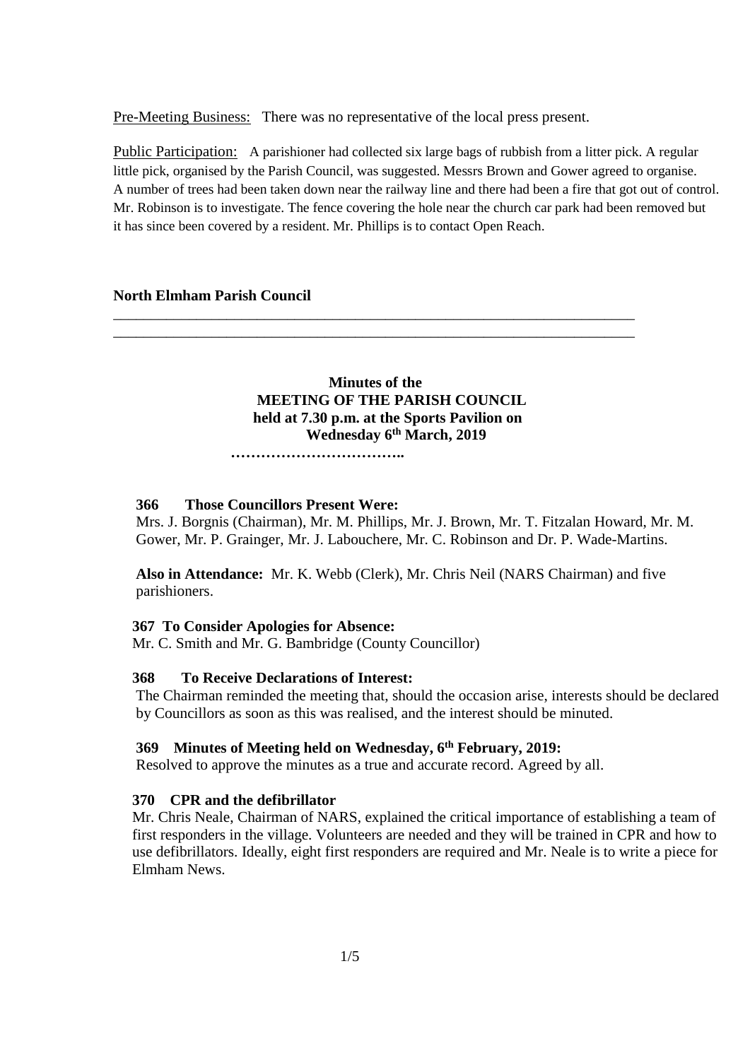Pre-Meeting Business: There was no representative of the local press present.

Public Participation: A parishioner had collected six large bags of rubbish from a litter pick. A regular little pick, organised by the Parish Council, was suggested. Messrs Brown and Gower agreed to organise. A number of trees had been taken down near the railway line and there had been a fire that got out of control. Mr. Robinson is to investigate. The fence covering the hole near the church car park had been removed but it has since been covered by a resident. Mr. Phillips is to contact Open Reach.

**North Elmham Parish Council**

---

**Minutes of the**
**MEETING OF THE PARISH COUNCIL**
**held at 7.30 p.m. at the Sports Pavilion on**
**Wednesday 6th March, 2019**

**……………………………..**

**366 Those Councillors Present Were:**

Mrs. J. Borgnis (Chairman), Mr. M. Phillips, Mr. J. Brown, Mr. T. Fitzalan Howard, Mr. M. Gower, Mr. P. Grainger, Mr. J. Labouchere, Mr. C. Robinson and Dr. P. Wade-Martins.

**Also in Attendance:** Mr. K. Webb (Clerk), Mr. Chris Neil (NARS Chairman) and five parishioners.

**367 To Consider Apologies for Absence:**

Mr. C. Smith and Mr. G. Bambridge (County Councillor)

**368 To Receive Declarations of Interest:**

The Chairman reminded the meeting that, should the occasion arise, interests should be declared by Councillors as soon as this was realised, and the interest should be minuted.

**369 Minutes of Meeting held on Wednesday, 6th February, 2019:**

Resolved to approve the minutes as a true and accurate record. Agreed by all.

**370 CPR and the defibrillator**

Mr. Chris Neale, Chairman of NARS, explained the critical importance of establishing a team of first responders in the village. Volunteers are needed and they will be trained in CPR and how to use defibrillators. Ideally, eight first responders are required and Mr. Neale is to write a piece for Elmham News.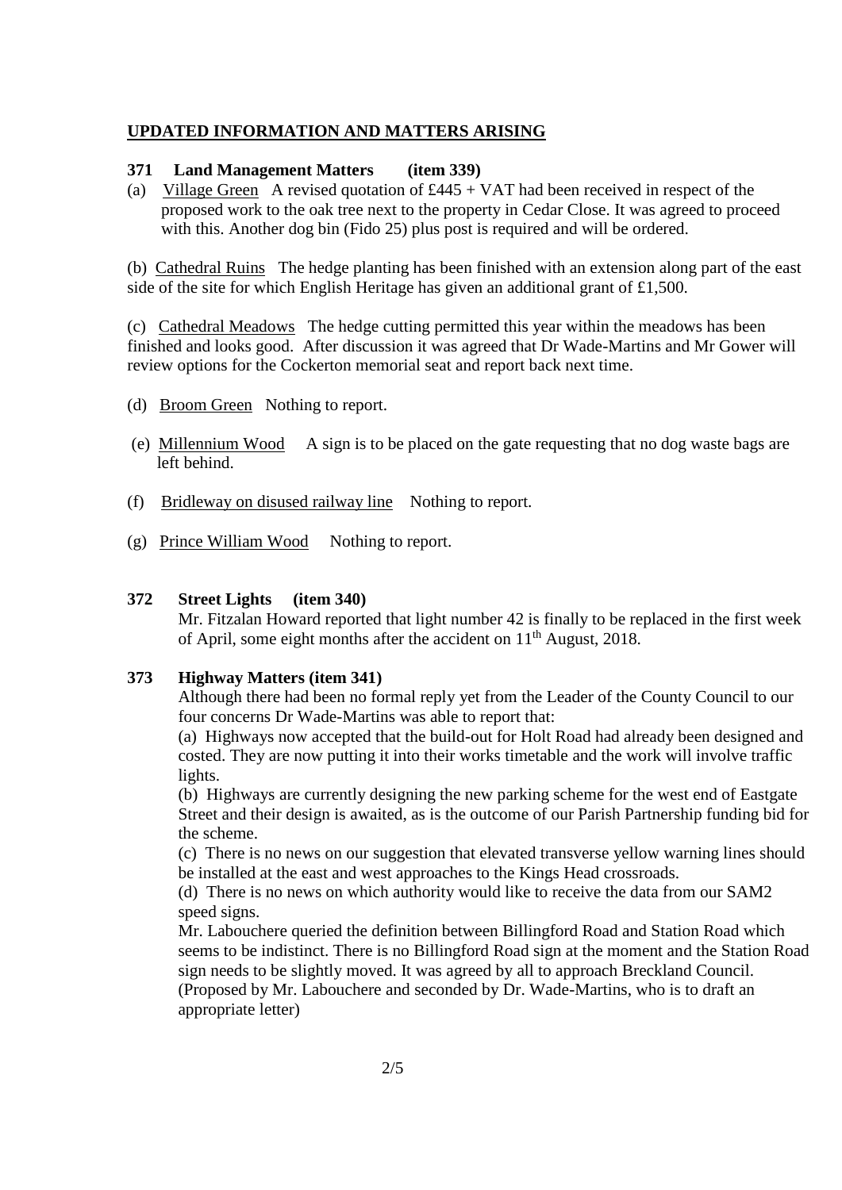## UPDATED INFORMATION AND MATTERS ARISING

**371 Land Management Matters (item 339)**

(a) Village Green A revised quotation of £445 + VAT had been received in respect of the proposed work to the oak tree next to the property in Cedar Close. It was agreed to proceed with this. Another dog bin (Fido 25) plus post is required and will be ordered.

(b) Cathedral Ruins The hedge planting has been finished with an extension along part of the east side of the site for which English Heritage has given an additional grant of £1,500.

(c) Cathedral Meadows The hedge cutting permitted this year within the meadows has been finished and looks good. After discussion it was agreed that Dr Wade-Martins and Mr Gower will review options for the Cockerton memorial seat and report back next time.

(d) Broom Green Nothing to report.

(e) Millennium Wood A sign is to be placed on the gate requesting that no dog waste bags are left behind.

(f) Bridleway on disused railway line Nothing to report.

(g) Prince William Wood Nothing to report.

**372 Street Lights (item 340)**

Mr. Fitzalan Howard reported that light number 42 is finally to be replaced in the first week of April, some eight months after the accident on 11th August, 2018.

**373 Highway Matters (item 341)**

Although there had been no formal reply yet from the Leader of the County Council to our four concerns Dr Wade-Martins was able to report that:

(a) Highways now accepted that the build-out for Holt Road had already been designed and costed. They are now putting it into their works timetable and the work will involve traffic lights.

(b) Highways are currently designing the new parking scheme for the west end of Eastgate Street and their design is awaited, as is the outcome of our Parish Partnership funding bid for the scheme.

(c) There is no news on our suggestion that elevated transverse yellow warning lines should be installed at the east and west approaches to the Kings Head crossroads.

(d) There is no news on which authority would like to receive the data from our SAM2 speed signs.

Mr. Labouchere queried the definition between Billingford Road and Station Road which seems to be indistinct. There is no Billingford Road sign at the moment and the Station Road sign needs to be slightly moved. It was agreed by all to approach Breckland Council. (Proposed by Mr. Labouchere and seconded by Dr. Wade-Martins, who is to draft an appropriate letter)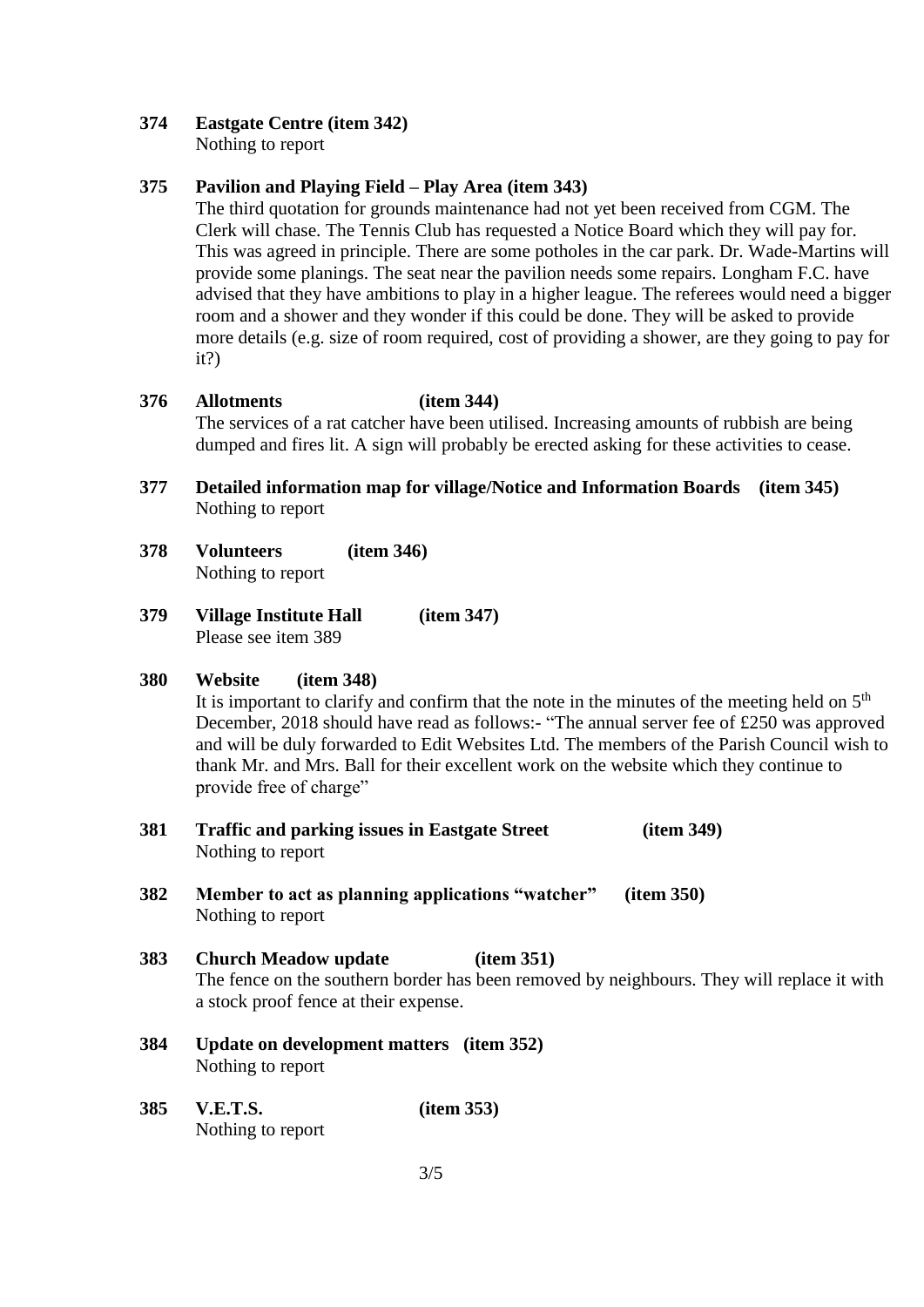**374 Eastgate Centre (item 342)**
Nothing to report

**375 Pavilion and Playing Field – Play Area (item 343)**
The third quotation for grounds maintenance had not yet been received from CGM. The Clerk will chase. The Tennis Club has requested a Notice Board which they will pay for. This was agreed in principle. There are some potholes in the car park. Dr. Wade-Martins will provide some planings. The seat near the pavilion needs some repairs. Longham F.C. have advised that they have ambitions to play in a higher league. The referees would need a bigger room and a shower and they wonder if this could be done. They will be asked to provide more details (e.g. size of room required, cost of providing a shower, are they going to pay for it?)

**376 Allotments (item 344)**
The services of a rat catcher have been utilised. Increasing amounts of rubbish are being dumped and fires lit. A sign will probably be erected asking for these activities to cease.

**377 Detailed information map for village/Notice and Information Boards (item 345)**
Nothing to report

**378 Volunteers (item 346)**
Nothing to report

**379 Village Institute Hall (item 347)**
Please see item 389

**380 Website (item 348)**
It is important to clarify and confirm that the note in the minutes of the meeting held on 5th December, 2018 should have read as follows:- "The annual server fee of £250 was approved and will be duly forwarded to Edit Websites Ltd. The members of the Parish Council wish to thank Mr. and Mrs. Ball for their excellent work on the website which they continue to provide free of charge"

**381 Traffic and parking issues in Eastgate Street (item 349)**
Nothing to report

**382 Member to act as planning applications "watcher" (item 350)**
Nothing to report

**383 Church Meadow update (item 351)**
The fence on the southern border has been removed by neighbours. They will replace it with a stock proof fence at their expense.

**384 Update on development matters (item 352)**
Nothing to report

**385 V.E.T.S. (item 353)**
Nothing to report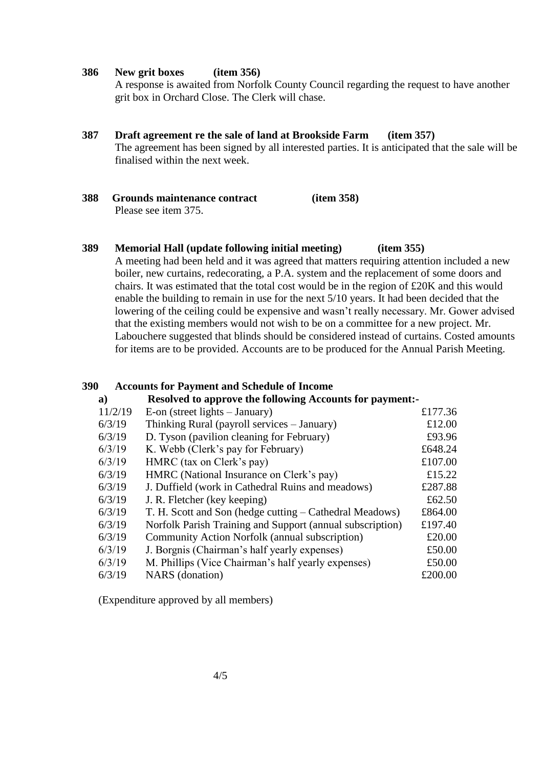**386 New grit boxes (item 356)**

A response is awaited from Norfolk County Council regarding the request to have another grit box in Orchard Close. The Clerk will chase.

**387 Draft agreement re the sale of land at Brookside Farm (item 357)**

The agreement has been signed by all interested parties. It is anticipated that the sale will be finalised within the next week.

**388 Grounds maintenance contract (item 358)**

Please see item 375.

**389 Memorial Hall (update following initial meeting) (item 355)**

A meeting had been held and it was agreed that matters requiring attention included a new boiler, new curtains, redecorating, a P.A. system and the replacement of some doors and chairs. It was estimated that the total cost would be in the region of £20K and this would enable the building to remain in use for the next 5/10 years. It had been decided that the lowering of the ceiling could be expensive and wasn't really necessary. Mr. Gower advised that the existing members would not wish to be on a committee for a new project. Mr. Labouchere suggested that blinds should be considered instead of curtains. Costed amounts for items are to be provided. Accounts are to be produced for the Annual Parish Meeting.

**390 Accounts for Payment and Schedule of Income**

**a) Resolved to approve the following Accounts for payment:-**

| Date | Payee | Amount |
|---|---|---|
| 11/2/19 | E-on (street lights – January) | £177.36 |
| 6/3/19 | Thinking Rural (payroll services – January) | £12.00 |
| 6/3/19 | D. Tyson (pavilion cleaning for February) | £93.96 |
| 6/3/19 | K. Webb (Clerk's pay for February) | £648.24 |
| 6/3/19 | HMRC (tax on Clerk's pay) | £107.00 |
| 6/3/19 | HMRC (National Insurance on Clerk's pay) | £15.22 |
| 6/3/19 | J. Duffield (work in Cathedral Ruins and meadows) | £287.88 |
| 6/3/19 | J. R. Fletcher (key keeping) | £62.50 |
| 6/3/19 | T. H. Scott and Son (hedge cutting – Cathedral Meadows) | £864.00 |
| 6/3/19 | Norfolk Parish Training and Support (annual subscription) | £197.40 |
| 6/3/19 | Community Action Norfolk (annual subscription) | £20.00 |
| 6/3/19 | J. Borgnis (Chairman's half yearly expenses) | £50.00 |
| 6/3/19 | M. Phillips (Vice Chairman's half yearly expenses) | £50.00 |
| 6/3/19 | NARS (donation) | £200.00 |

(Expenditure approved by all members)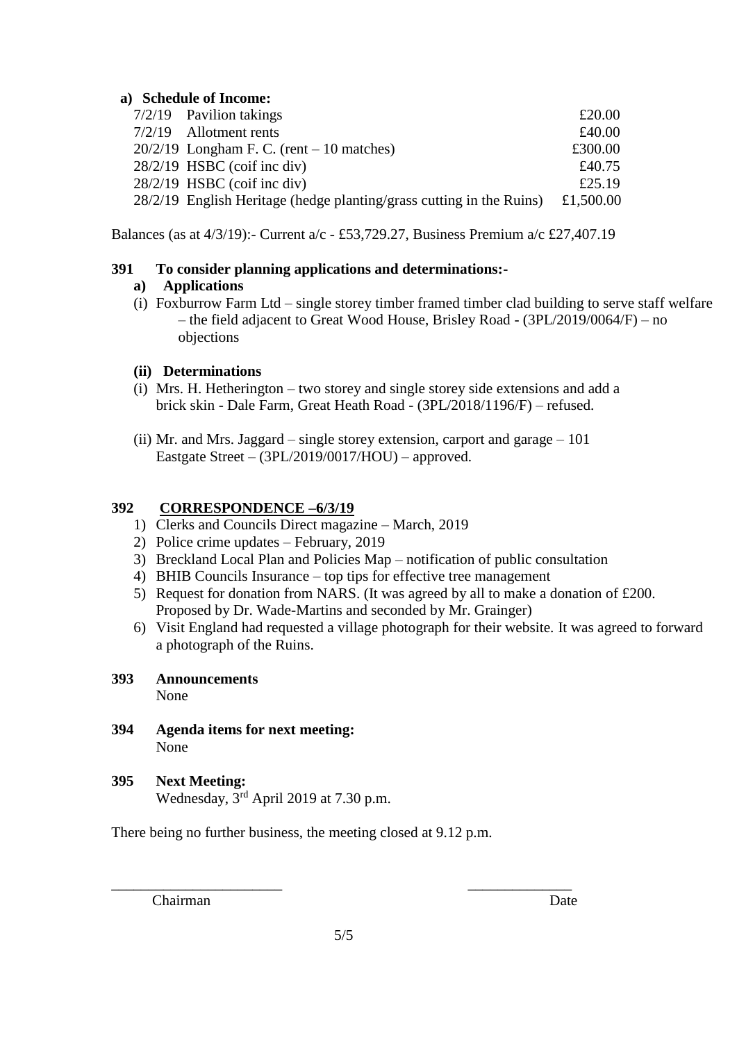**a) Schedule of Income:**

| | | |
|---|---|---|
| 7/2/19 | Pavilion takings | £20.00 |
| 7/2/19 | Allotment rents | £40.00 |
| 20/2/19 | Longham F. C. (rent – 10 matches) | £300.00 |
| 28/2/19 | HSBC (coif inc div) | £40.75 |
| 28/2/19 | HSBC (coif inc div) | £25.19 |
| 28/2/19 | English Heritage (hedge planting/grass cutting in the Ruins) | £1,500.00 |

Balances (as at 4/3/19):- Current a/c - £53,729.27, Business Premium a/c £27,407.19

**391 To consider planning applications and determinations:-**

**a) Applications**

(i) Foxburrow Farm Ltd – single storey timber framed timber clad building to serve staff welfare – the field adjacent to Great Wood House, Brisley Road - (3PL/2019/0064/F) – no objections

**(ii) Determinations**

(i) Mrs. H. Hetherington – two storey and single storey side extensions and add a brick skin - Dale Farm, Great Heath Road - (3PL/2018/1196/F) – refused.

(ii) Mr. and Mrs. Jaggard – single storey extension, carport and garage – 101 Eastgate Street – (3PL/2019/0017/HOU) – approved.

**392 CORRESPONDENCE –6/3/19**

1) Clerks and Councils Direct magazine – March, 2019
2) Police crime updates – February, 2019
3) Breckland Local Plan and Policies Map – notification of public consultation
4) BHIB Councils Insurance – top tips for effective tree management
5) Request for donation from NARS. (It was agreed by all to make a donation of £200. Proposed by Dr. Wade-Martins and seconded by Mr. Grainger)
6) Visit England had requested a village photograph for their website. It was agreed to forward a photograph of the Ruins.

**393 Announcements**

None

**394 Agenda items for next meeting:**

None

**395 Next Meeting:**

Wednesday, 3rd April 2019 at 7.30 p.m.

There being no further business, the meeting closed at 9.12 p.m.

_______________________ ______________

Chairman Date